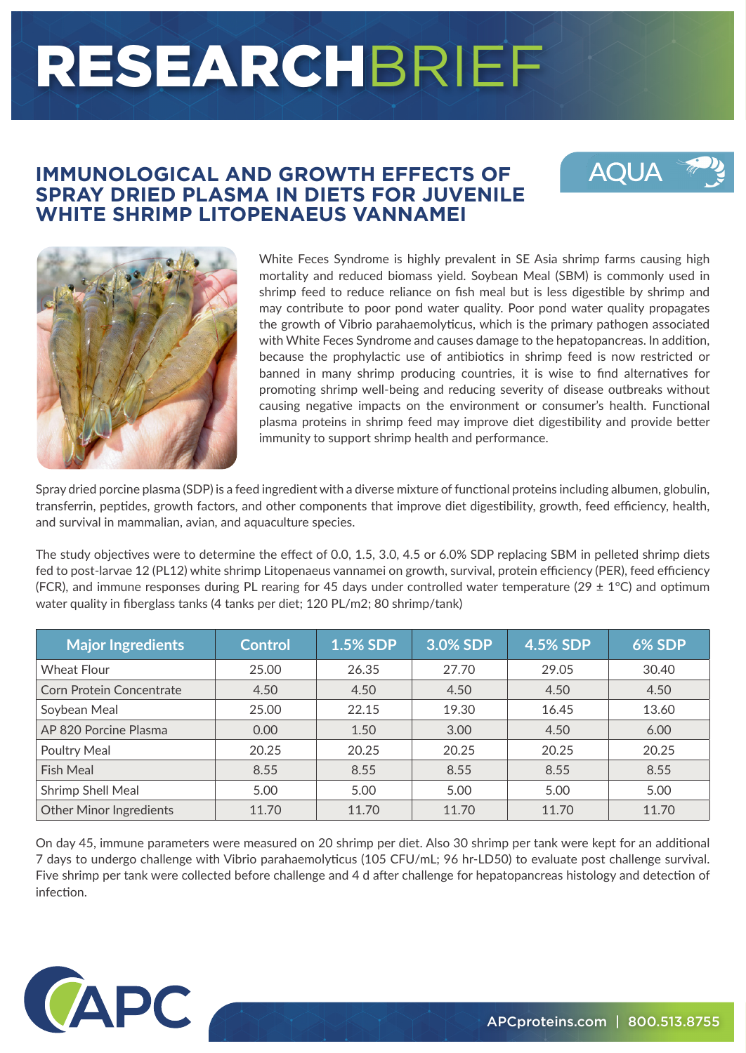# RESEARCHBRIEF

## IMMUNOLOGICAL AND GROWTH EFFECTS OF SPRAY DRIED PLASMA IN DIETS FOR JUVENILE WHITE SHRIMP LITOPENAEUS VANNAMEI

AQUA

White Feces Syndrome is highly prevalent in SE Asia shrimp farms causing high mortality and reduced biomass yield. Soybean Meal (SBM) is commonly used in shrimp feed to reduce reliance on fish meal but is less digestible by shrimp and may contribute to poor pond water quality. Poor pond water quality propagates the growth of Vibrio parahaemolyticus, which is the primary pathogen associated with White Feces Syndrome and causes damage to the hepatopancreas. In addition, because the prophylactic use of antibiotics in shrimp feed is now restricted or banned in many shrimp producing countries, it is wise to find alternatives for promoting shrimp well-being and reducing severity of disease outbreaks without causing negative impacts on the environment or consumer's health. Functional plasma proteins in shrimp feed may improve diet digestibility and provide better immunity to support shrimp health and performance.

Spray dried porcine plasma (SDP) is a feed ingredient with a diverse mixture of functional proteins including albumen, globulin, transferrin, peptides, growth factors, and other components that improve diet digestibility, growth, feed efficiency, health, and survival in mammalian, avian, and aquaculture species.

The study objectives were to determine the effect of 0.0, 1.5, 3.0, 4.5 or 6.0% SDP replacing SBM in pelleted shrimp diets fed to post-larvae 12 (PL12) white shrimp Litopenaeus vannamei on growth, survival, protein efficiency (PER), feed efficiency (FCR), and immune responses during PL rearing for 45 days under controlled water temperature (29 ± 1°C) and optimum water quality in fiberglass tanks (4 tanks per diet; 120 PL/m2; 80 shrimp/tank)

| Major Ingredients | Control | 1.5% SDP | 3.0% SDP | 4.5% SDP | 6% SDP |
|---|---|---|---|---|---|
| Wheat Flour | 25.00 | 26.35 | 27.70 | 29.05 | 30.40 |
| Corn Protein Concentrate | 4.50 | 4.50 | 4.50 | 4.50 | 4.50 |
| Soybean Meal | 25.00 | 22.15 | 19.30 | 16.45 | 13.60 |
| AP 820 Porcine Plasma | 0.00 | 1.50 | 3.00 | 4.50 | 6.00 |
| Poultry Meal | 20.25 | 20.25 | 20.25 | 20.25 | 20.25 |
| Fish Meal | 8.55 | 8.55 | 8.55 | 8.55 | 8.55 |
| Shrimp Shell Meal | 5.00 | 5.00 | 5.00 | 5.00 | 5.00 |
| Other Minor Ingredients | 11.70 | 11.70 | 11.70 | 11.70 | 11.70 |

On day 45, immune parameters were measured on 20 shrimp per diet. Also 30 shrimp per tank were kept for an additional 7 days to undergo challenge with Vibrio parahaemolyticus (105 CFU/mL; 96 hr-LD50) to evaluate post challenge survival. Five shrimp per tank were collected before challenge and 4 d after challenge for hepatopancreas histology and detection of infection.

APC

APCproteins.com | 800.513.8755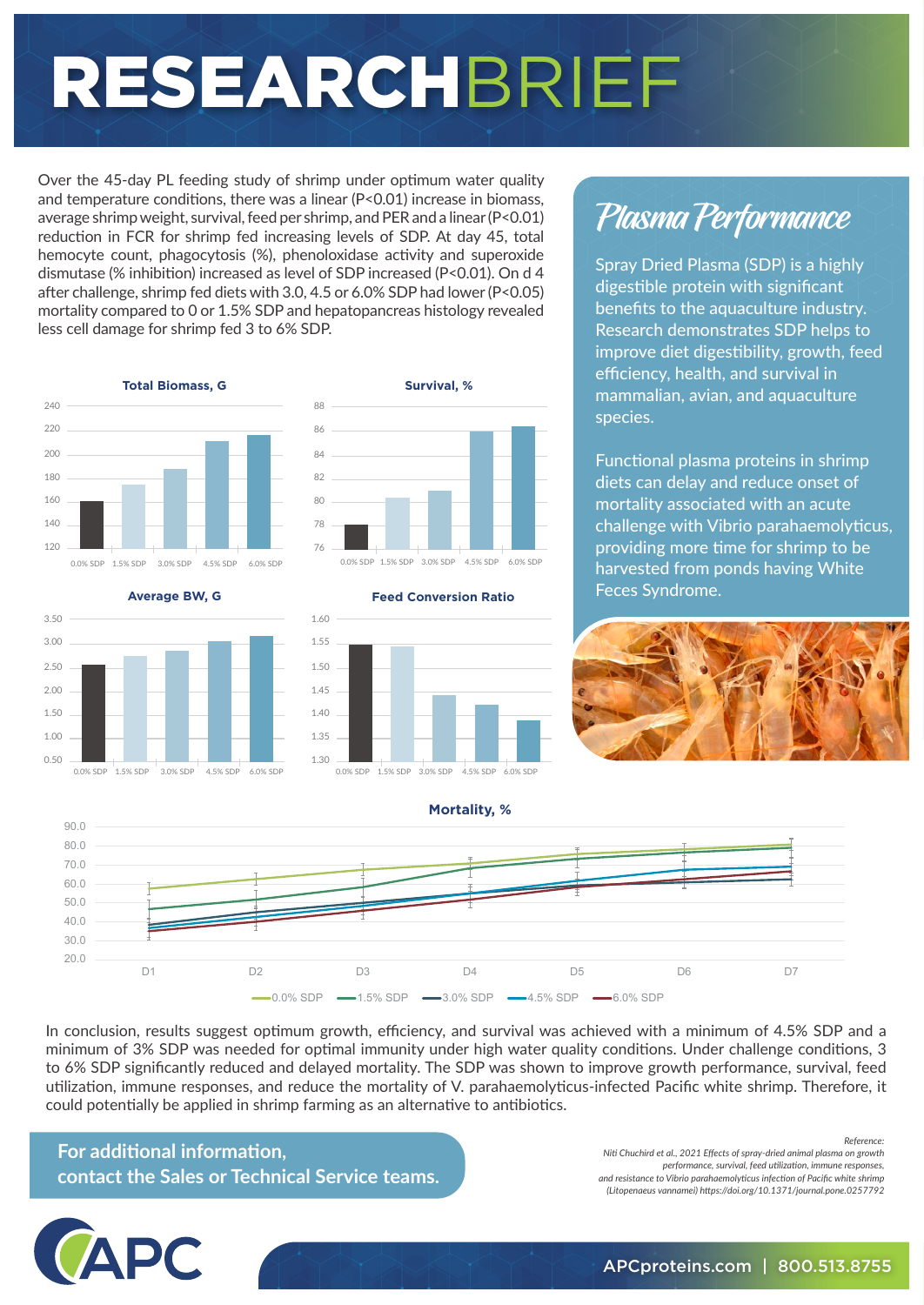# RESEARCHBRIEF

Over the 45-day PL feeding study of shrimp under optimum water quality and temperature conditions, there was a linear ($P<0.01$) increase in biomass, average shrimp weight, survival, feed per shrimp, and PER and a linear ($P<0.01$) reduction in FCR for shrimp fed increasing levels of SDP. At day 45, total hemocyte count, phagocytosis (%), phenoloxidase activity and superoxide dismutase (% inhibition) increased as level of SDP increased ($P<0.01$). On d 4 after challenge, shrimp fed diets with 3.0, 4.5 or 6.0% SDP had lower ($P<0.05$) mortality compared to 0 or 1.5% SDP and hepatopancreas histology revealed less cell damage for shrimp fed 3 to 6% SDP.

**Total Biomass, G**

240
220
200
180
160
140
120

0.0% SDP 1.5% SDP 3.0% SDP 4.5% SDP 6.0% SDP

**Survival, %**

88
86
84
82
80
78
76

0.0% SDP 1.5% SDP 3.0% SDP 4.5% SDP 6.0% SDP

**Average BW, G**

3.50
3.00
2.50
2.00
1.50
1.00
0.50

0.0% SDP 1.5% SDP 3.0% SDP 4.5% SDP 6.0% SDP

**Feed Conversion Ratio**

1.60
1.55
1.50
1.45
1.40
1.35
1.30

0.0% SDP 1.5% SDP 3.0% SDP 4.5% SDP 6.0% SDP

**Mortality, %**

90.0
80.0
70.0
60.0
50.0
40.0
30.0
20.0

D1 D2 D3 D4 D5 D6 D7

0.0% SDP 1.5% SDP 3.0% SDP 4.5% SDP 6.0% SDP

## *Plasma Performance*

Spray Dried Plasma (SDP) is a highly digestible protein with significant benefits to the aquaculture industry. Research demonstrates SDP helps to improve diet digestibility, growth, feed efficiency, health, and survival in mammalian, avian, and aquaculture species.

Functional plasma proteins in shrimp diets can delay and reduce onset of mortality associated with an acute challenge with Vibrio parahaemolyticus, providing more time for shrimp to be harvested from ponds having White Feces Syndrome.

In conclusion, results suggest optimum growth, efficiency, and survival was achieved with a minimum of 4.5% SDP and a minimum of 3% SDP was needed for optimal immunity under high water quality conditions. Under challenge conditions, 3 to 6% SDP significantly reduced and delayed mortality. The SDP was shown to improve growth performance, survival, feed utilization, immune responses, and reduce the mortality of V. parahaemolyticus-infected Pacific white shrimp. Therefore, it could potentially be applied in shrimp farming as an alternative to antibiotics.

**For additional information, contact the Sales or Technical Service teams.**

*Reference:*
*Niti Chuchird et al., 2021 Effects of spray-dried animal plasma on growth performance, survival, feed utilization, immune responses, and resistance to Vibrio parahaemolyticus infection of Pacific white shrimp (Litopenaeus vannamei) https://doi.org/10.1371/journal.pone.0257792*

APC

APCproteins.com | 800.513.8755